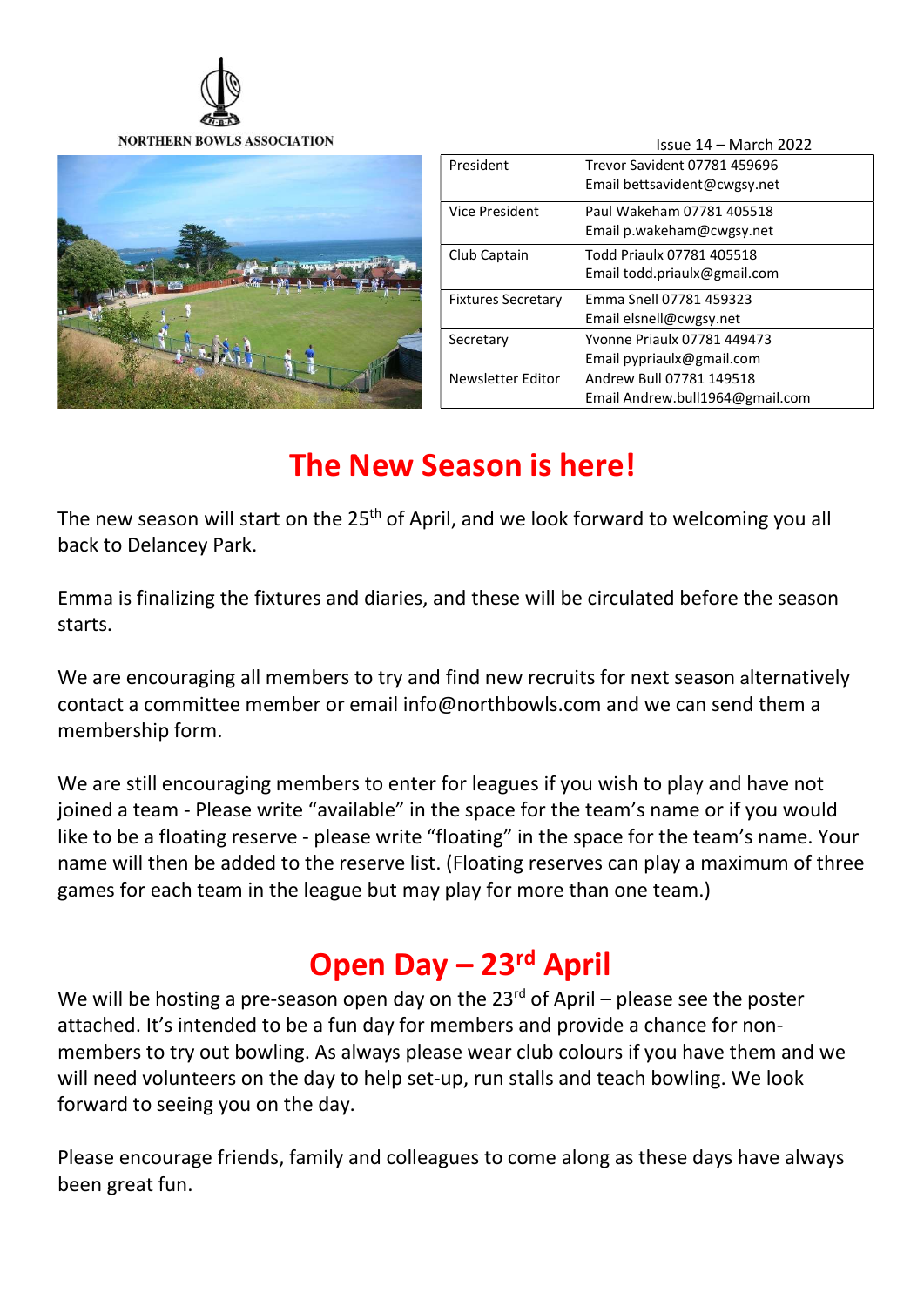NORTHERN BOWLS ASSOCIATION

Issue 14 – March 2022

| | |
|---|---|
| President | Trevor Savident 07781 459696<br>Email bettsavident@cwgsy.net |
| Vice President | Paul Wakeham 07781 405518<br>Email p.wakeham@cwgsy.net |
| Club Captain | Todd Priaulx 07781 405518<br>Email todd.priaulx@gmail.com |
| Fixtures Secretary | Emma Snell 07781 459323<br>Email elsnell@cwgsy.net |
| Secretary | Yvonne Priaulx 07781 449473<br>Email pypriaulx@gmail.com |
| Newsletter Editor | Andrew Bull 07781 149518<br>Email Andrew.bull1964@gmail.com |

# The New Season is here!

The new season will start on the 25th of April, and we look forward to welcoming you all back to Delancey Park.

Emma is finalizing the fixtures and diaries, and these will be circulated before the season starts.

We are encouraging all members to try and find new recruits for next season alternatively contact a committee member or email info@northbowls.com and we can send them a membership form.

We are still encouraging members to enter for leagues if you wish to play and have not joined a team - Please write "available" in the space for the team's name or if you would like to be a floating reserve - please write "floating" in the space for the team's name. Your name will then be added to the reserve list. (Floating reserves can play a maximum of three games for each team in the league but may play for more than one team.)

# Open Day – 23rd April

We will be hosting a pre-season open day on the 23rd of April – please see the poster attached. It's intended to be a fun day for members and provide a chance for non-members to try out bowling. As always please wear club colours if you have them and we will need volunteers on the day to help set-up, run stalls and teach bowling. We look forward to seeing you on the day.

Please encourage friends, family and colleagues to come along as these days have always been great fun.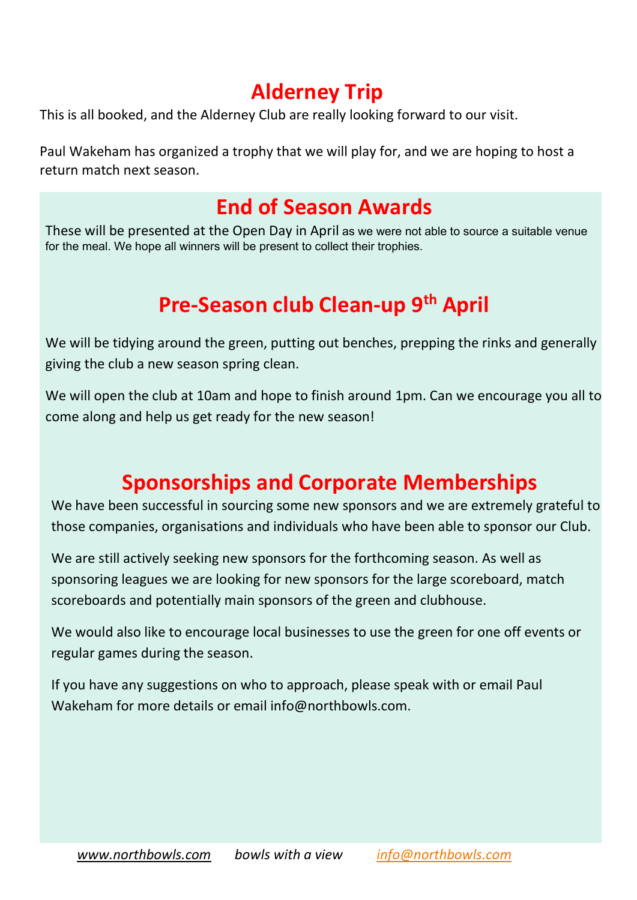## Alderney Trip

This is all booked, and the Alderney Club are really looking forward to our visit.

Paul Wakeham has organized a trophy that we will play for, and we are hoping to host a return match next season.

## End of Season Awards

These will be presented at the Open Day in April as we were not able to source a suitable venue for the meal. We hope all winners will be present to collect their trophies.

## Pre-Season club Clean-up 9th April

We will be tidying around the green, putting out benches, prepping the rinks and generally giving the club a new season spring clean.

We will open the club at 10am and hope to finish around 1pm. Can we encourage you all to come along and help us get ready for the new season!

## Sponsorships and Corporate Memberships

We have been successful in sourcing some new sponsors and we are extremely grateful to those companies, organisations and individuals who have been able to sponsor our Club.

We are still actively seeking new sponsors for the forthcoming season. As well as sponsoring leagues we are looking for new sponsors for the large scoreboard, match scoreboards and potentially main sponsors of the green and clubhouse.

We would also like to encourage local businesses to use the green for one off events or regular games during the season.

If you have any suggestions on who to approach, please speak with or email Paul Wakeham for more details or email info@northbowls.com.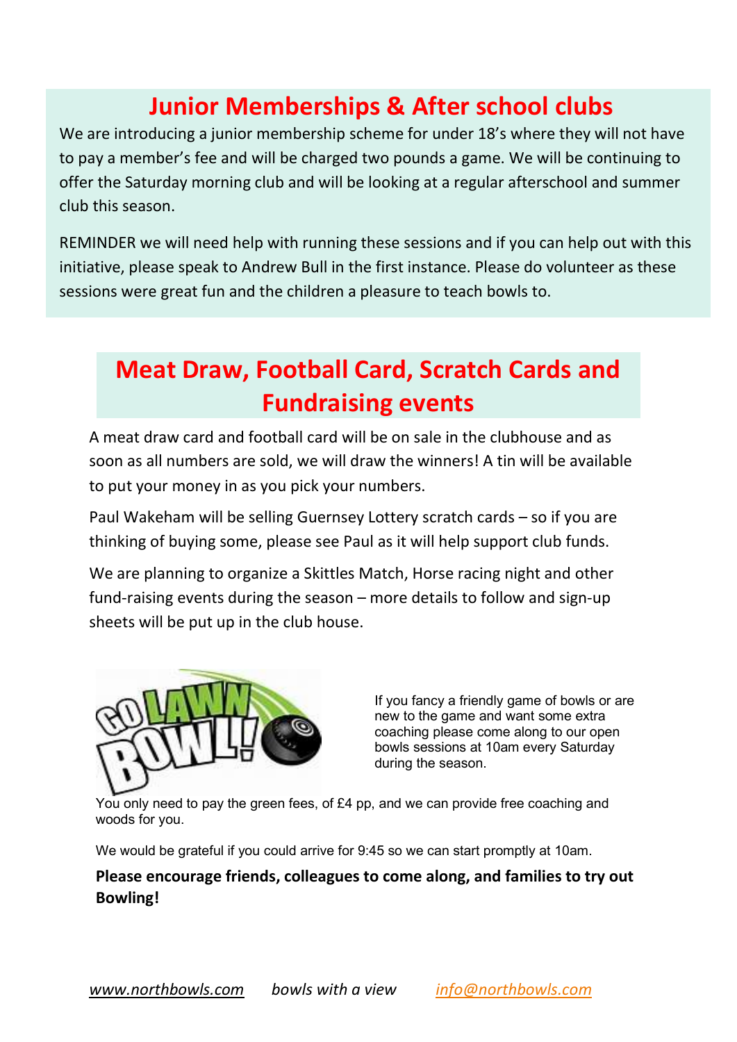## Junior Memberships & After school clubs

We are introducing a junior membership scheme for under 18's where they will not have to pay a member's fee and will be charged two pounds a game. We will be continuing to offer the Saturday morning club and will be looking at a regular afterschool and summer club this season.

REMINDER we will need help with running these sessions and if you can help out with this initiative, please speak to Andrew Bull in the first instance. Please do volunteer as these sessions were great fun and the children a pleasure to teach bowls to.

## Meat Draw, Football Card, Scratch Cards and Fundraising events

A meat draw card and football card will be on sale in the clubhouse and as soon as all numbers are sold, we will draw the winners! A tin will be available to put your money in as you pick your numbers.

Paul Wakeham will be selling Guernsey Lottery scratch cards – so if you are thinking of buying some, please see Paul as it will help support club funds.

We are planning to organize a Skittles Match, Horse racing night and other fund-raising events during the season – more details to follow and sign-up sheets will be put up in the club house.

If you fancy a friendly game of bowls or are new to the game and want some extra coaching please come along to our open bowls sessions at 10am every Saturday during the season.

You only need to pay the green fees, of £4 pp, and we can provide free coaching and woods for you.

We would be grateful if you could arrive for 9:45 so we can start promptly at 10am.

**Please encourage friends, colleagues to come along, and families to try out Bowling!**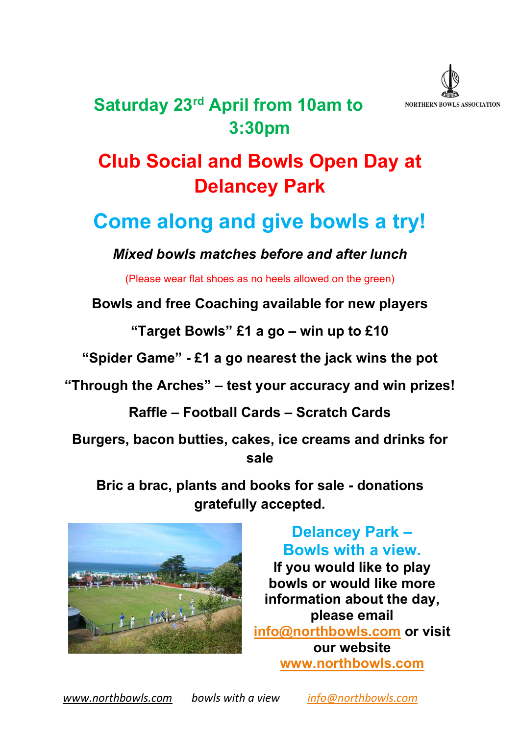NORTHERN BOWLS ASSOCIATION

## Saturday 23rd April from 10am to 3:30pm

# Club Social and Bowls Open Day at Delancey Park

## Come along and give bowls a try!

***Mixed bowls matches before and after lunch***

(Please wear flat shoes as no heels allowed on the green)

**Bowls and free Coaching available for new players**

**"Target Bowls" £1 a go – win up to £10**

**"Spider Game" - £1 a go nearest the jack wins the pot**

**"Through the Arches" – test your accuracy and win prizes!**

**Raffle – Football Cards – Scratch Cards**

**Burgers, bacon butties, cakes, ice creams and drinks for sale**

**Bric a brac, plants and books for sale - donations gratefully accepted.**

### Delancey Park – Bowls with a view.

**If you would like to play bowls or would like more information about the day, please email info@northbowls.com or visit our website www.northbowls.com**

*www.northbowls.com* *bowls with a view* *info@northbowls.com*